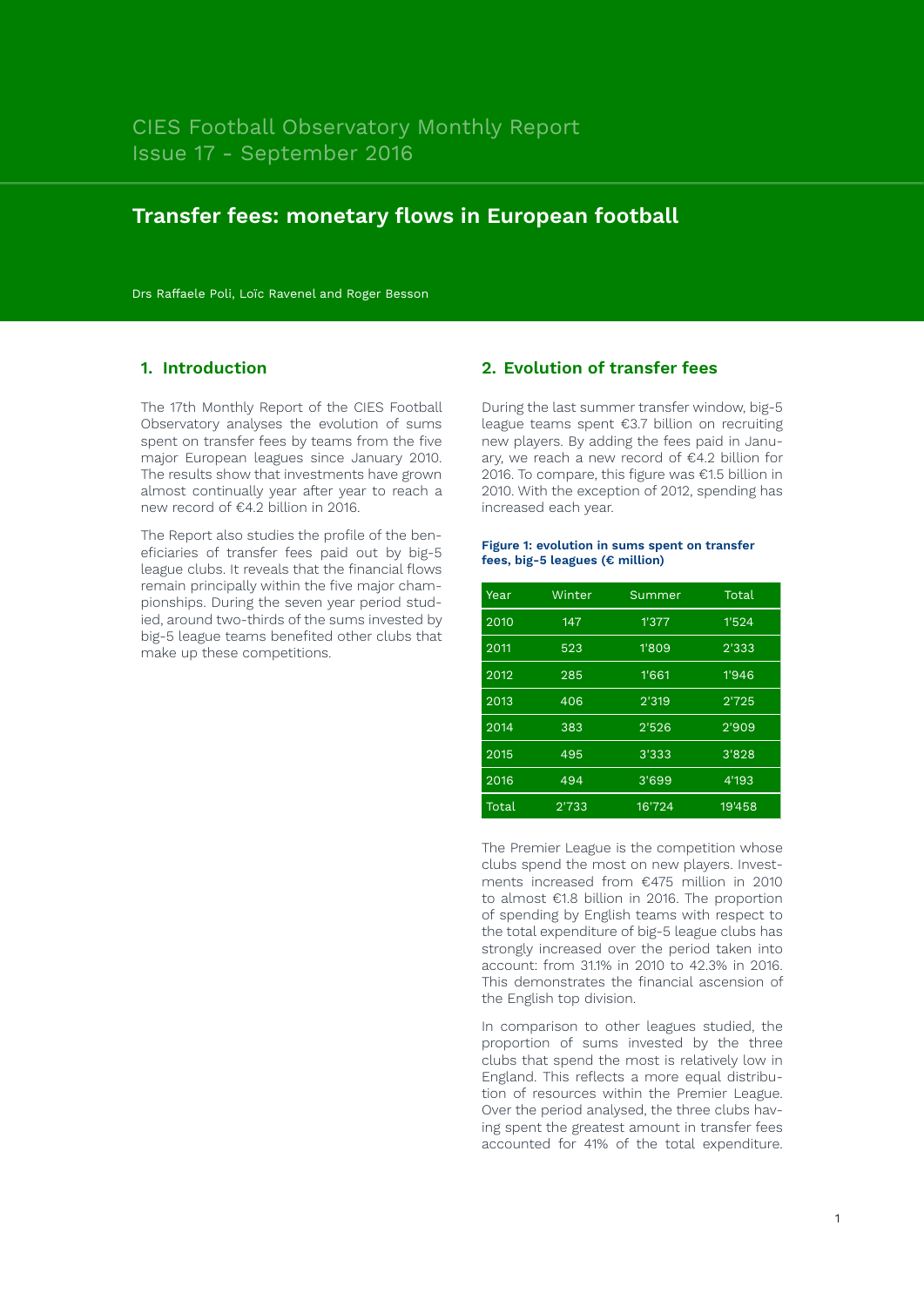CIES Football Observatory Monthly Report
Issue 17 - September 2016

# Transfer fees: monetary flows in European football

Drs Raffaele Poli, Loïc Ravenel and Roger Besson

## 1. Introduction

The 17th Monthly Report of the CIES Football Observatory analyses the evolution of sums spent on transfer fees by teams from the five major European leagues since January 2010. The results show that investments have grown almost continually year after year to reach a new record of €4.2 billion in 2016.

The Report also studies the profile of the beneficiaries of transfer fees paid out by big-5 league clubs. It reveals that the financial flows remain principally within the five major championships. During the seven year period studied, around two-thirds of the sums invested by big-5 league teams benefited other clubs that make up these competitions.

## 2. Evolution of transfer fees

During the last summer transfer window, big-5 league teams spent €3.7 billion on recruiting new players. By adding the fees paid in January, we reach a new record of €4.2 billion for 2016. To compare, this figure was €1.5 billion in 2010. With the exception of 2012, spending has increased each year.

**Figure 1: evolution in sums spent on transfer fees, big-5 leagues (€ million)**

| Year | Winter | Summer | Total |
|---|---|---|---|
| 2010 | 147 | 1'377 | 1'524 |
| 2011 | 523 | 1'809 | 2'333 |
| 2012 | 285 | 1'661 | 1'946 |
| 2013 | 406 | 2'319 | 2'725 |
| 2014 | 383 | 2'526 | 2'909 |
| 2015 | 495 | 3'333 | 3'828 |
| 2016 | 494 | 3'699 | 4'193 |
| Total | 2'733 | 16'724 | 19'458 |

The Premier League is the competition whose clubs spend the most on new players. Investments increased from €475 million in 2010 to almost €1.8 billion in 2016. The proportion of spending by English teams with respect to the total expenditure of big-5 league clubs has strongly increased over the period taken into account: from 31.1% in 2010 to 42.3% in 2016. This demonstrates the financial ascension of the English top division.

In comparison to other leagues studied, the proportion of sums invested by the three clubs that spend the most is relatively low in England. This reflects a more equal distribution of resources within the Premier League. Over the period analysed, the three clubs having spent the greatest amount in transfer fees accounted for 41% of the total expenditure.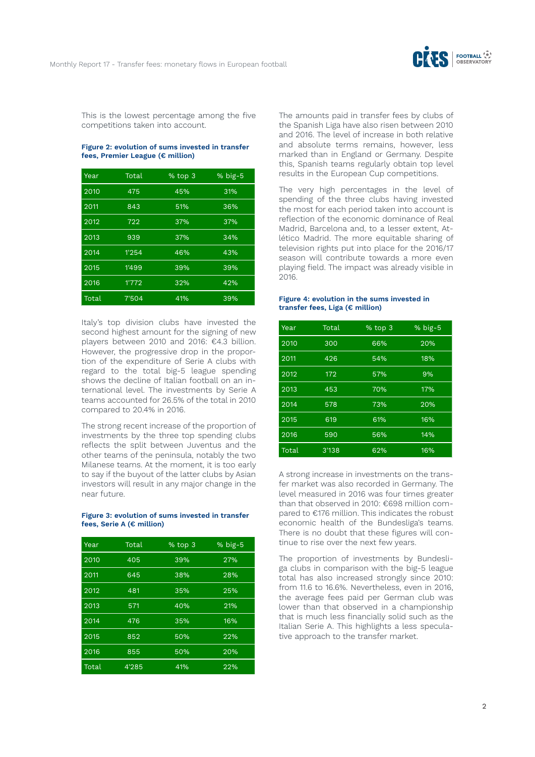This is the lowest percentage among the five competitions taken into account.

**Figure 2: evolution of sums invested in transfer fees, Premier League (€ million)**

| Year | Total | % top 3 | % big-5 |
|---|---|---|---|
| 2010 | 475 | 45% | 31% |
| 2011 | 843 | 51% | 36% |
| 2012 | 722 | 37% | 37% |
| 2013 | 939 | 37% | 34% |
| 2014 | 1'254 | 46% | 43% |
| 2015 | 1'499 | 39% | 39% |
| 2016 | 1'772 | 32% | 42% |
| Total | 7'504 | 41% | 39% |

Italy's top division clubs have invested the second highest amount for the signing of new players between 2010 and 2016: €4.3 billion. However, the progressive drop in the proportion of the expenditure of Serie A clubs with regard to the total big-5 league spending shows the decline of Italian football on an international level. The investments by Serie A teams accounted for 26.5% of the total in 2010 compared to 20.4% in 2016.

The strong recent increase of the proportion of investments by the three top spending clubs reflects the split between Juventus and the other teams of the peninsula, notably the two Milanese teams. At the moment, it is too early to say if the buyout of the latter clubs by Asian investors will result in any major change in the near future.

**Figure 3: evolution of sums invested in transfer fees, Serie A (€ million)**

| Year | Total | % top 3 | % big-5 |
|---|---|---|---|
| 2010 | 405 | 39% | 27% |
| 2011 | 645 | 38% | 28% |
| 2012 | 481 | 35% | 25% |
| 2013 | 571 | 40% | 21% |
| 2014 | 476 | 35% | 16% |
| 2015 | 852 | 50% | 22% |
| 2016 | 855 | 50% | 20% |
| Total | 4'285 | 41% | 22% |

The amounts paid in transfer fees by clubs of the Spanish Liga have also risen between 2010 and 2016. The level of increase in both relative and absolute terms remains, however, less marked than in England or Germany. Despite this, Spanish teams regularly obtain top level results in the European Cup competitions.

The very high percentages in the level of spending of the three clubs having invested the most for each period taken into account is reflection of the economic dominance of Real Madrid, Barcelona and, to a lesser extent, Atlético Madrid. The more equitable sharing of television rights put into place for the 2016/17 season will contribute towards a more even playing field. The impact was already visible in 2016.

**Figure 4: evolution in the sums invested in transfer fees, Liga (€ million)**

| Year | Total | % top 3 | % big-5 |
|---|---|---|---|
| 2010 | 300 | 66% | 20% |
| 2011 | 426 | 54% | 18% |
| 2012 | 172 | 57% | 9% |
| 2013 | 453 | 70% | 17% |
| 2014 | 578 | 73% | 20% |
| 2015 | 619 | 61% | 16% |
| 2016 | 590 | 56% | 14% |
| Total | 3'138 | 62% | 16% |

A strong increase in investments on the transfer market was also recorded in Germany. The level measured in 2016 was four times greater than that observed in 2010: €698 million compared to €176 million. This indicates the robust economic health of the Bundesliga's teams. There is no doubt that these figures will continue to rise over the next few years.

The proportion of investments by Bundesliga clubs in comparison with the big-5 league total has also increased strongly since 2010: from 11.6 to 16.6%. Nevertheless, even in 2016, the average fees paid per German club was lower than that observed in a championship that is much less financially solid such as the Italian Serie A. This highlights a less speculative approach to the transfer market.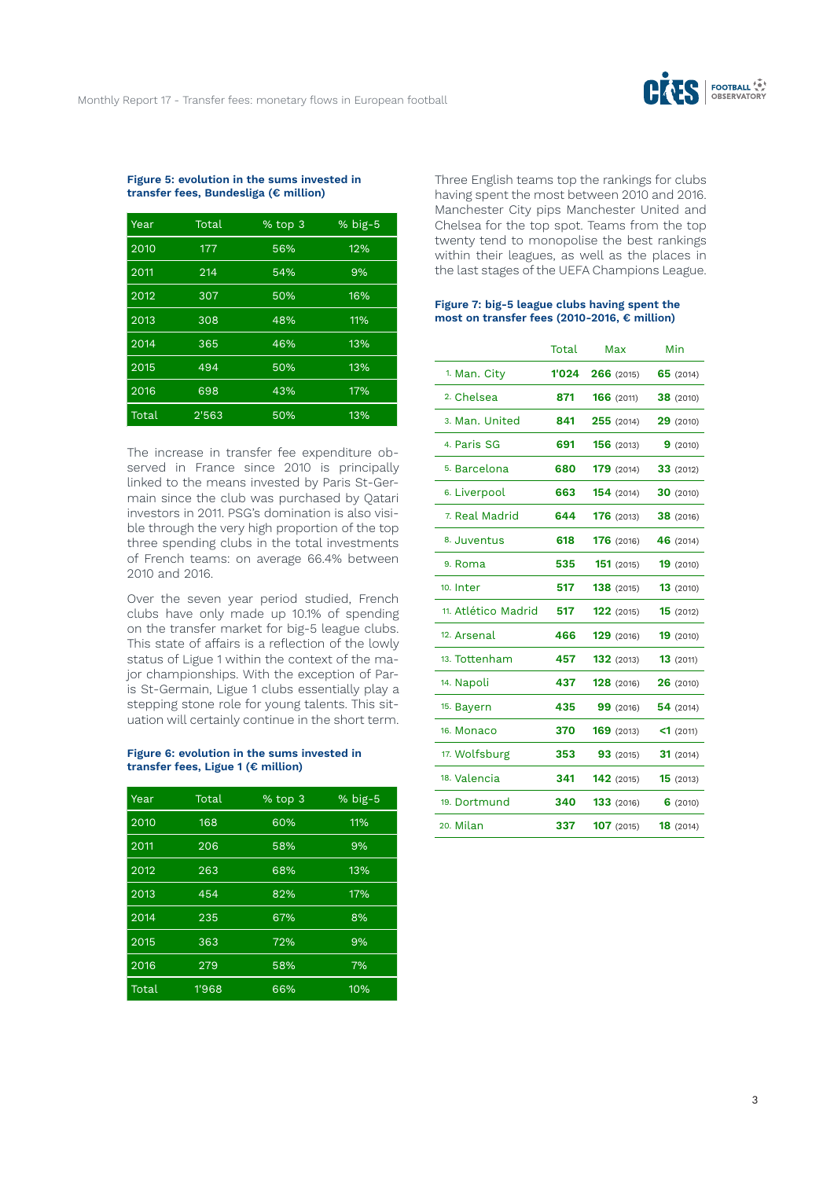**Figure 5: evolution in the sums invested in transfer fees, Bundesliga (€ million)**

| Year | Total | % top 3 | % big-5 |
|---|---|---|---|
| 2010 | 177 | 56% | 12% |
| 2011 | 214 | 54% | 9% |
| 2012 | 307 | 50% | 16% |
| 2013 | 308 | 48% | 11% |
| 2014 | 365 | 46% | 13% |
| 2015 | 494 | 50% | 13% |
| 2016 | 698 | 43% | 17% |
| Total | 2'563 | 50% | 13% |

The increase in transfer fee expenditure observed in France since 2010 is principally linked to the means invested by Paris St-Germain since the club was purchased by Qatari investors in 2011. PSG's domination is also visible through the very high proportion of the top three spending clubs in the total investments of French teams: on average 66.4% between 2010 and 2016.

Over the seven year period studied, French clubs have only made up 10.1% of spending on the transfer market for big-5 league clubs. This state of affairs is a reflection of the lowly status of Ligue 1 within the context of the major championships. With the exception of Paris St-Germain, Ligue 1 clubs essentially play a stepping stone role for young talents. This situation will certainly continue in the short term.

**Figure 6: evolution in the sums invested in transfer fees, Ligue 1 (€ million)**

| Year | Total | % top 3 | % big-5 |
|---|---|---|---|
| 2010 | 168 | 60% | 11% |
| 2011 | 206 | 58% | 9% |
| 2012 | 263 | 68% | 13% |
| 2013 | 454 | 82% | 17% |
| 2014 | 235 | 67% | 8% |
| 2015 | 363 | 72% | 9% |
| 2016 | 279 | 58% | 7% |
| Total | 1'968 | 66% | 10% |

Three English teams top the rankings for clubs having spent the most between 2010 and 2016. Manchester City pips Manchester United and Chelsea for the top spot. Teams from the top twenty tend to monopolise the best rankings within their leagues, as well as the places in the last stages of the UEFA Champions League.

**Figure 7: big-5 league clubs having spent the most on transfer fees (2010-2016, € million)**

| | Total | Max | Min |
|---|---|---|---|
| 1. Man. City | **1'024** | **266** (2015) | **65** (2014) |
| 2. Chelsea | **871** | **166** (2011) | **38** (2010) |
| 3. Man. United | **841** | **255** (2014) | **29** (2010) |
| 4. Paris SG | **691** | **156** (2013) | **9** (2010) |
| 5. Barcelona | **680** | **179** (2014) | **33** (2012) |
| 6. Liverpool | **663** | **154** (2014) | **30** (2010) |
| 7. Real Madrid | **644** | **176** (2013) | **38** (2016) |
| 8. Juventus | **618** | **176** (2016) | **46** (2014) |
| 9. Roma | **535** | **151** (2015) | **19** (2010) |
| 10. Inter | **517** | **138** (2015) | **13** (2010) |
| 11. Atlético Madrid | **517** | **122** (2015) | **15** (2012) |
| 12. Arsenal | **466** | **129** (2016) | **19** (2010) |
| 13. Tottenham | **457** | **132** (2013) | **13** (2011) |
| 14. Napoli | **437** | **128** (2016) | **26** (2010) |
| 15. Bayern | **435** | **99** (2016) | **54** (2014) |
| 16. Monaco | **370** | **169** (2013) | **<1** (2011) |
| 17. Wolfsburg | **353** | **93** (2015) | **31** (2014) |
| 18. Valencia | **341** | **142** (2015) | **15** (2013) |
| 19. Dortmund | **340** | **133** (2016) | **6** (2010) |
| 20. Milan | **337** | **107** (2015) | **18** (2014) |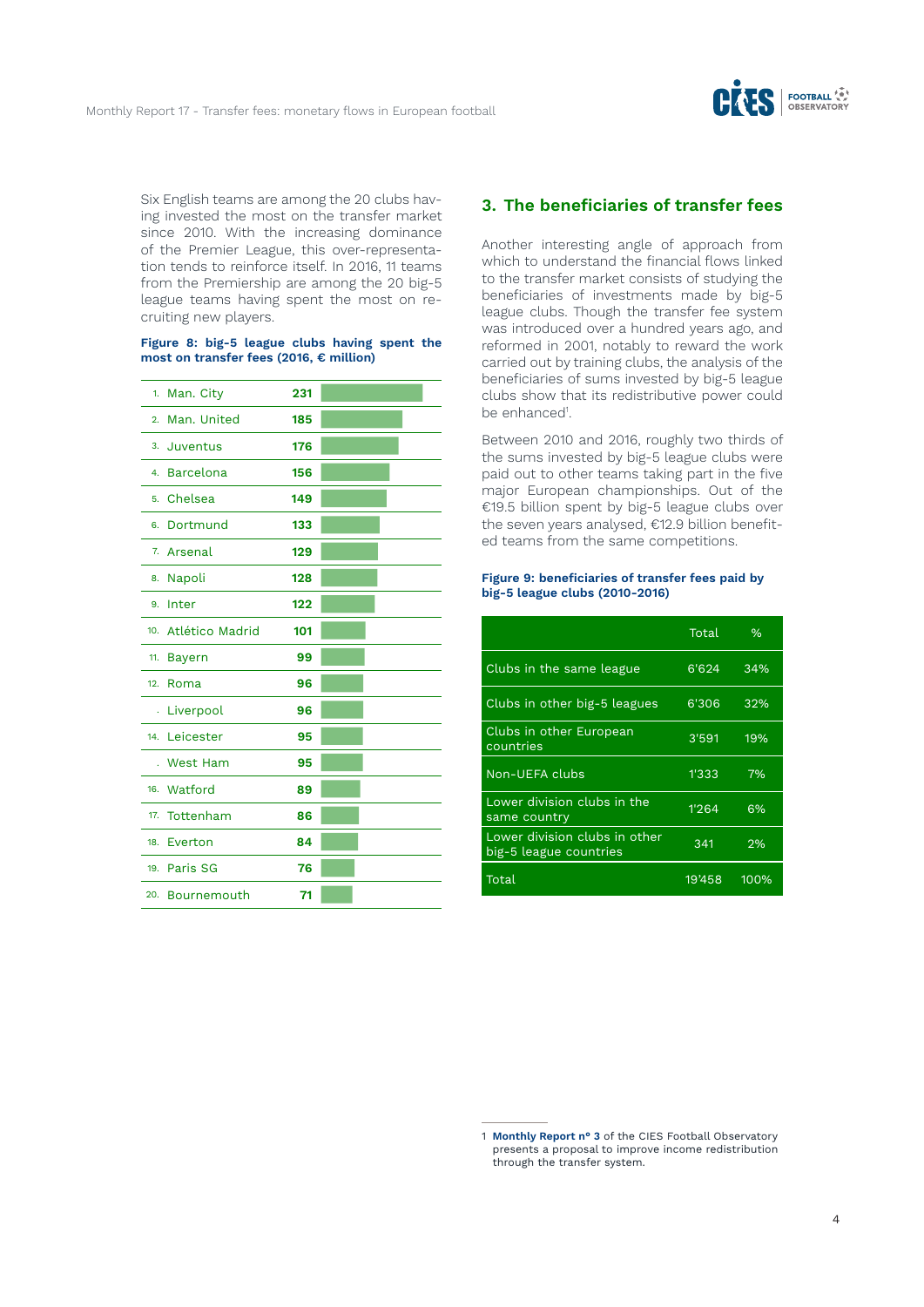Six English teams are among the 20 clubs having invested the most on the transfer market since 2010. With the increasing dominance of the Premier League, this over-representation tends to reinforce itself. In 2016, 11 teams from the Premiership are among the 20 big-5 league teams having spent the most on recruiting new players.

**Figure 8: big-5 league clubs having spent the most on transfer fees (2016, € million)**

| Rank | Club | € million |
|---|---|---|
| 1. | Man. City | 231 |
| 2. | Man. United | 185 |
| 3. | Juventus | 176 |
| 4. | Barcelona | 156 |
| 5. | Chelsea | 149 |
| 6. | Dortmund | 133 |
| 7. | Arsenal | 129 |
| 8. | Napoli | 128 |
| 9. | Inter | 122 |
| 10. | Atlético Madrid | 101 |
| 11. | Bayern | 99 |
| 12. | Roma | 96 |
| . | Liverpool | 96 |
| 14. | Leicester | 95 |
| . | West Ham | 95 |
| 16. | Watford | 89 |
| 17. | Tottenham | 86 |
| 18. | Everton | 84 |
| 19. | Paris SG | 76 |
| 20. | Bournemouth | 71 |

## 3. The beneficiaries of transfer fees

Another interesting angle of approach from which to understand the financial flows linked to the transfer market consists of studying the beneficiaries of investments made by big-5 league clubs. Though the transfer fee system was introduced over a hundred years ago, and reformed in 2001, notably to reward the work carried out by training clubs, the analysis of the beneficiaries of sums invested by big-5 league clubs show that its redistributive power could be enhanced[1].

Between 2010 and 2016, roughly two thirds of the sums invested by big-5 league clubs were paid out to other teams taking part in the five major European championships. Out of the €19.5 billion spent by big-5 league clubs over the seven years analysed, €12.9 billion benefited teams from the same competitions.

**Figure 9: beneficiaries of transfer fees paid by big-5 league clubs (2010-2016)**

| | Total | % |
|---|---|---|
| Clubs in the same league | 6'624 | 34% |
| Clubs in other big-5 leagues | 6'306 | 32% |
| Clubs in other European countries | 3'591 | 19% |
| Non-UEFA clubs | 1'333 | 7% |
| Lower division clubs in the same country | 1'264 | 6% |
| Lower division clubs in other big-5 league countries | 341 | 2% |
| Total | 19'458 | 100% |

---

1 **Monthly Report n° 3** of the CIES Football Observatory presents a proposal to improve income redistribution through the transfer system.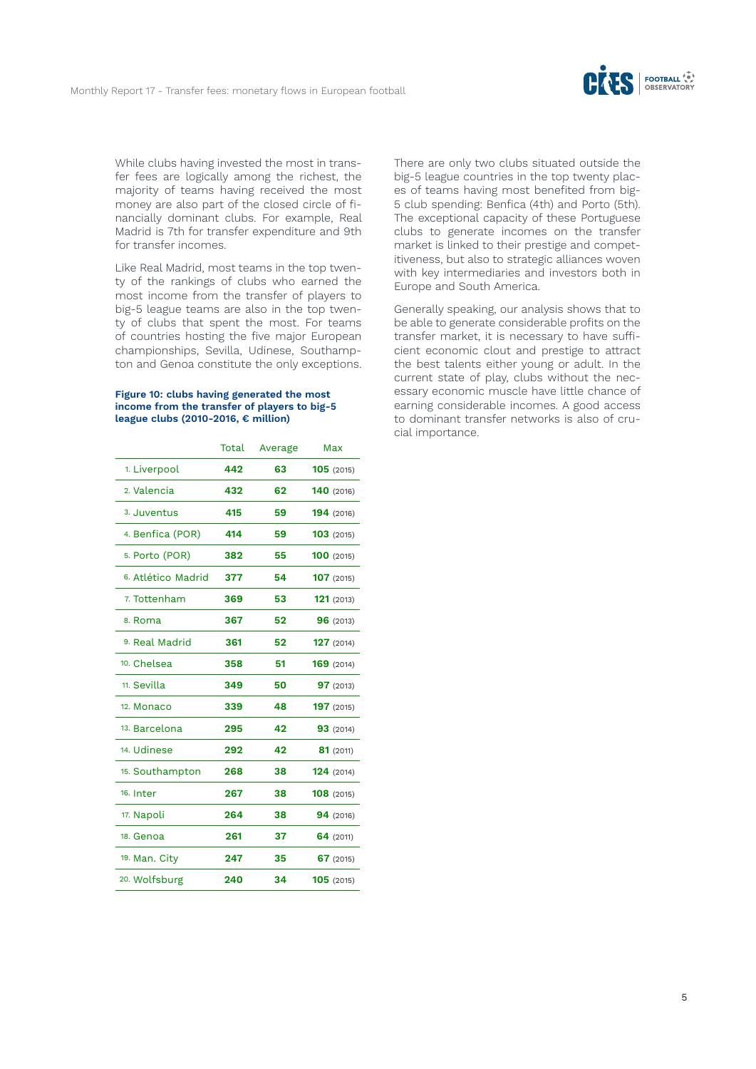While clubs having invested the most in transfer fees are logically among the richest, the majority of teams having received the most money are also part of the closed circle of financially dominant clubs. For example, Real Madrid is 7th for transfer expenditure and 9th for transfer incomes.

Like Real Madrid, most teams in the top twenty of the rankings of clubs who earned the most income from the transfer of players to big-5 league teams are also in the top twenty of clubs that spent the most. For teams of countries hosting the five major European championships, Sevilla, Udinese, Southampton and Genoa constitute the only exceptions.

**Figure 10: clubs having generated the most income from the transfer of players to big-5 league clubs (2010-2016, € million)**

| | Total | Average | Max |
|---|---|---|---|
| 1. Liverpool | **442** | **63** | **105** (2015) |
| 2. Valencia | **432** | **62** | **140** (2016) |
| 3. Juventus | **415** | **59** | **194** (2016) |
| 4. Benfica (POR) | **414** | **59** | **103** (2015) |
| 5. Porto (POR) | **382** | **55** | **100** (2015) |
| 6. Atlético Madrid | **377** | **54** | **107** (2015) |
| 7. Tottenham | **369** | **53** | **121** (2013) |
| 8. Roma | **367** | **52** | **96** (2013) |
| 9. Real Madrid | **361** | **52** | **127** (2014) |
| 10. Chelsea | **358** | **51** | **169** (2014) |
| 11. Sevilla | **349** | **50** | **97** (2013) |
| 12. Monaco | **339** | **48** | **197** (2015) |
| 13. Barcelona | **295** | **42** | **93** (2014) |
| 14. Udinese | **292** | **42** | **81** (2011) |
| 15. Southampton | **268** | **38** | **124** (2014) |
| 16. Inter | **267** | **38** | **108** (2015) |
| 17. Napoli | **264** | **38** | **94** (2016) |
| 18. Genoa | **261** | **37** | **64** (2011) |
| 19. Man. City | **247** | **35** | **67** (2015) |
| 20. Wolfsburg | **240** | **34** | **105** (2015) |

There are only two clubs situated outside the big-5 league countries in the top twenty places of teams having most benefited from big-5 club spending: Benfica (4th) and Porto (5th). The exceptional capacity of these Portuguese clubs to generate incomes on the transfer market is linked to their prestige and competitiveness, but also to strategic alliances woven with key intermediaries and investors both in Europe and South America.

Generally speaking, our analysis shows that to be able to generate considerable profits on the transfer market, it is necessary to have sufficient economic clout and prestige to attract the best talents either young or adult. In the current state of play, clubs without the necessary economic muscle have little chance of earning considerable incomes. A good access to dominant transfer networks is also of crucial importance.